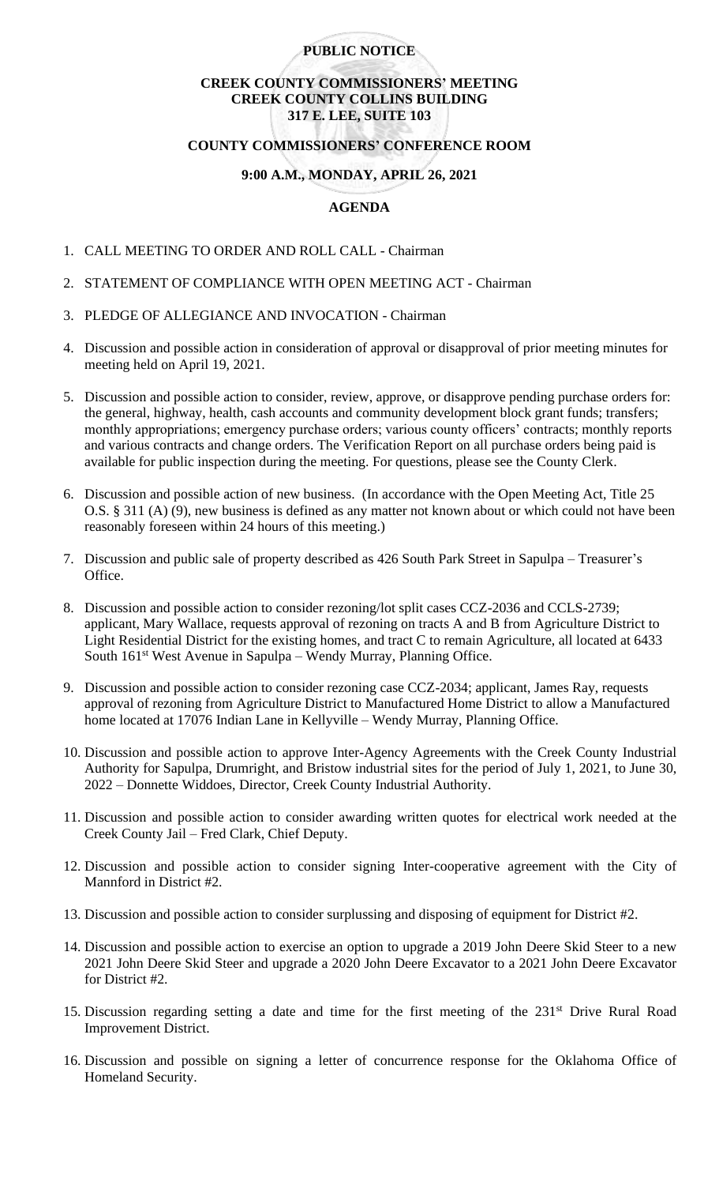**PUBLIC NOTICE**

**CREEK COUNTY COMMISSIONERS' MEETING**
**CREEK COUNTY COLLINS BUILDING**
**317 E. LEE, SUITE 103**

**COUNTY COMMISSIONERS' CONFERENCE ROOM**

**9:00 A.M., MONDAY, APRIL 26, 2021**

**AGENDA**

1. CALL MEETING TO ORDER AND ROLL CALL - Chairman

2. STATEMENT OF COMPLIANCE WITH OPEN MEETING ACT - Chairman

3. PLEDGE OF ALLEGIANCE AND INVOCATION - Chairman

4. Discussion and possible action in consideration of approval or disapproval of prior meeting minutes for meeting held on April 19, 2021.

5. Discussion and possible action to consider, review, approve, or disapprove pending purchase orders for: the general, highway, health, cash accounts and community development block grant funds; transfers; monthly appropriations; emergency purchase orders; various county officers' contracts; monthly reports and various contracts and change orders. The Verification Report on all purchase orders being paid is available for public inspection during the meeting. For questions, please see the County Clerk.

6. Discussion and possible action of new business. (In accordance with the Open Meeting Act, Title 25 O.S. § 311 (A) (9), new business is defined as any matter not known about or which could not have been reasonably foreseen within 24 hours of this meeting.)

7. Discussion and public sale of property described as 426 South Park Street in Sapulpa – Treasurer's Office.

8. Discussion and possible action to consider rezoning/lot split cases CCZ-2036 and CCLS-2739; applicant, Mary Wallace, requests approval of rezoning on tracts A and B from Agriculture District to Light Residential District for the existing homes, and tract C to remain Agriculture, all located at 6433 South 161st West Avenue in Sapulpa – Wendy Murray, Planning Office.

9. Discussion and possible action to consider rezoning case CCZ-2034; applicant, James Ray, requests approval of rezoning from Agriculture District to Manufactured Home District to allow a Manufactured home located at 17076 Indian Lane in Kellyville – Wendy Murray, Planning Office.

10. Discussion and possible action to approve Inter-Agency Agreements with the Creek County Industrial Authority for Sapulpa, Drumright, and Bristow industrial sites for the period of July 1, 2021, to June 30, 2022 – Donnette Widdoes, Director, Creek County Industrial Authority.

11. Discussion and possible action to consider awarding written quotes for electrical work needed at the Creek County Jail – Fred Clark, Chief Deputy.

12. Discussion and possible action to consider signing Inter-cooperative agreement with the City of Mannford in District #2.

13. Discussion and possible action to consider surplussing and disposing of equipment for District #2.

14. Discussion and possible action to exercise an option to upgrade a 2019 John Deere Skid Steer to a new 2021 John Deere Skid Steer and upgrade a 2020 John Deere Excavator to a 2021 John Deere Excavator for District #2.

15. Discussion regarding setting a date and time for the first meeting of the 231st Drive Rural Road Improvement District.

16. Discussion and possible on signing a letter of concurrence response for the Oklahoma Office of Homeland Security.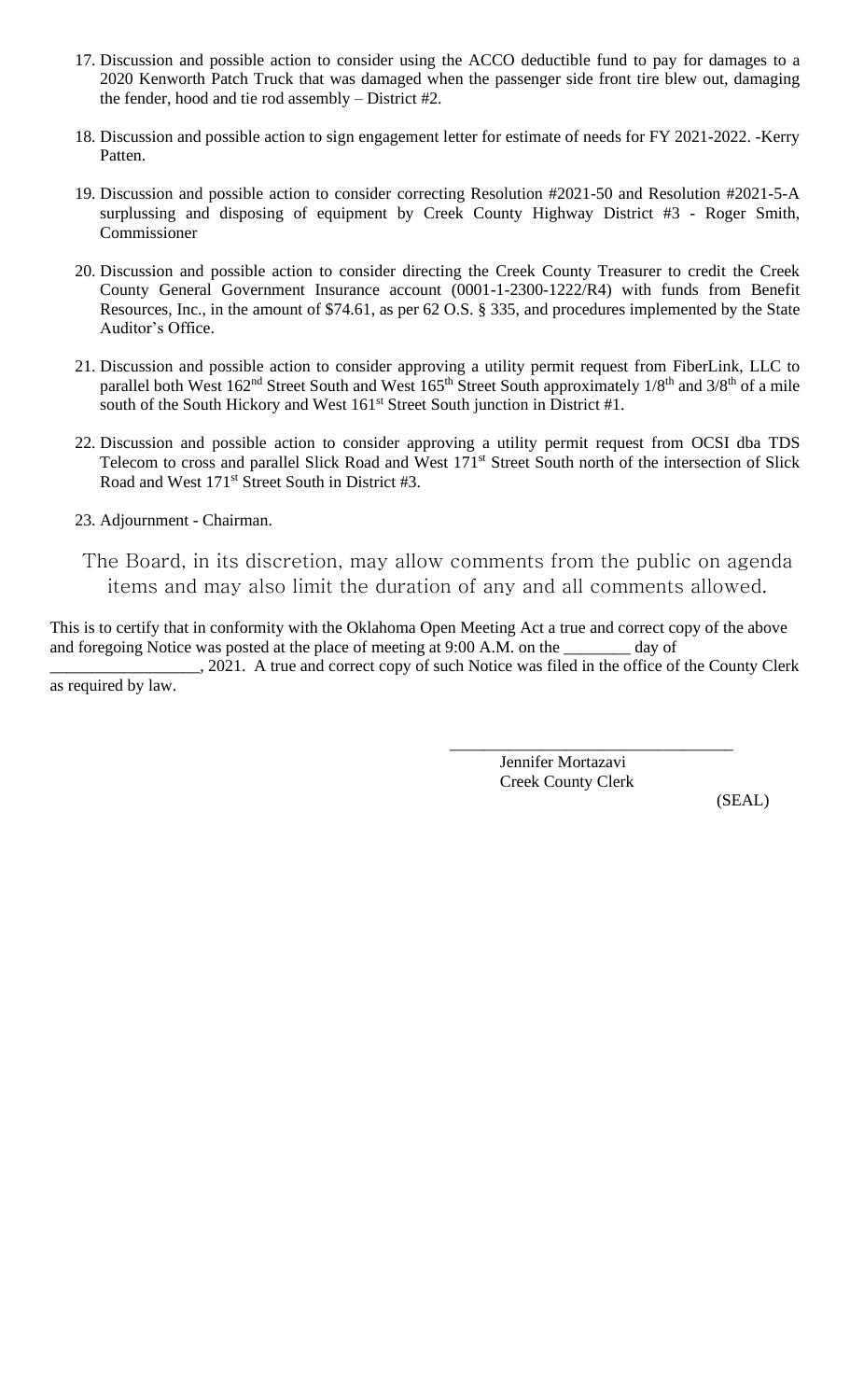17. Discussion and possible action to consider using the ACCO deductible fund to pay for damages to a 2020 Kenworth Patch Truck that was damaged when the passenger side front tire blew out, damaging the fender, hood and tie rod assembly – District #2.

18. Discussion and possible action to sign engagement letter for estimate of needs for FY 2021-2022. -Kerry Patten.

19. Discussion and possible action to consider correcting Resolution #2021-50 and Resolution #2021-5-A surplussing and disposing of equipment by Creek County Highway District #3 - Roger Smith, Commissioner

20. Discussion and possible action to consider directing the Creek County Treasurer to credit the Creek County General Government Insurance account (0001-1-2300-1222/R4) with funds from Benefit Resources, Inc., in the amount of $74.61, as per 62 O.S. § 335, and procedures implemented by the State Auditor's Office.

21. Discussion and possible action to consider approving a utility permit request from FiberLink, LLC to parallel both West 162nd Street South and West 165th Street South approximately 1/8th and 3/8th of a mile south of the South Hickory and West 161st Street South junction in District #1.

22. Discussion and possible action to consider approving a utility permit request from OCSI dba TDS Telecom to cross and parallel Slick Road and West 171st Street South north of the intersection of Slick Road and West 171st Street South in District #3.

23. Adjournment - Chairman.

The Board, in its discretion, may allow comments from the public on agenda items and may also limit the duration of any and all comments allowed.

This is to certify that in conformity with the Oklahoma Open Meeting Act a true and correct copy of the above and foregoing Notice was posted at the place of meeting at 9:00 A.M. on the ________ day of __________________, 2021. A true and correct copy of such Notice was filed in the office of the County Clerk as required by law.

__________________________________

Jennifer Mortazavi
Creek County Clerk

(SEAL)